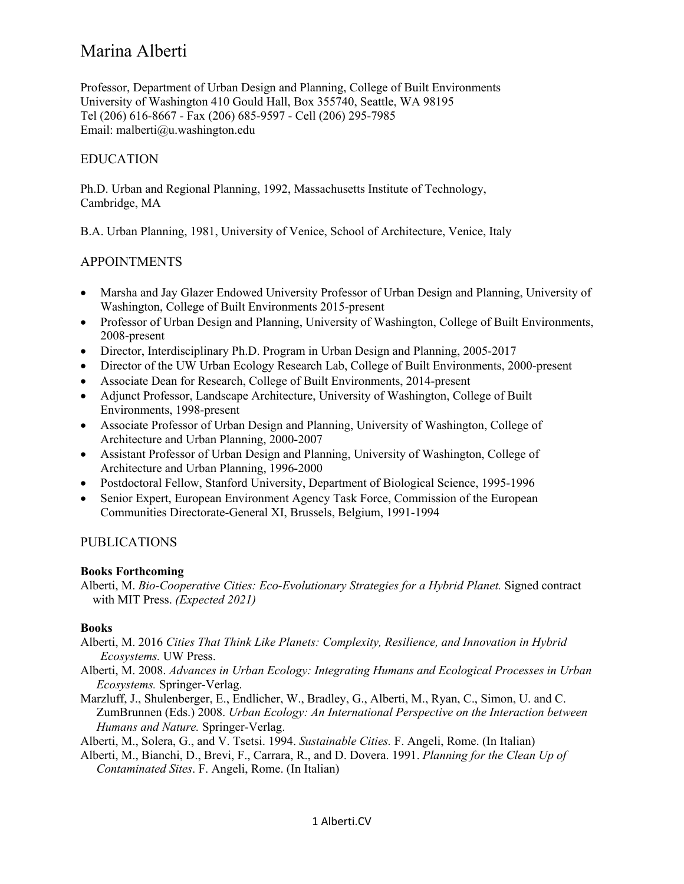# Marina Alberti

Professor, Department of Urban Design and Planning, College of Built Environments
University of Washington 410 Gould Hall, Box 355740, Seattle, WA 98195
Tel (206) 616-8667 - Fax (206) 685-9597 - Cell (206) 295-7985
Email: malberti@u.washington.edu

## EDUCATION

Ph.D. Urban and Regional Planning, 1992, Massachusetts Institute of Technology, Cambridge, MA

B.A. Urban Planning, 1981, University of Venice, School of Architecture, Venice, Italy

## APPOINTMENTS

- Marsha and Jay Glazer Endowed University Professor of Urban Design and Planning, University of Washington, College of Built Environments 2015-present
- Professor of Urban Design and Planning, University of Washington, College of Built Environments, 2008-present
- Director, Interdisciplinary Ph.D. Program in Urban Design and Planning, 2005-2017
- Director of the UW Urban Ecology Research Lab, College of Built Environments, 2000-present
- Associate Dean for Research, College of Built Environments, 2014-present
- Adjunct Professor, Landscape Architecture, University of Washington, College of Built Environments, 1998-present
- Associate Professor of Urban Design and Planning, University of Washington, College of Architecture and Urban Planning, 2000-2007
- Assistant Professor of Urban Design and Planning, University of Washington, College of Architecture and Urban Planning, 1996-2000
- Postdoctoral Fellow, Stanford University, Department of Biological Science, 1995-1996
- Senior Expert, European Environment Agency Task Force, Commission of the European Communities Directorate-General XI, Brussels, Belgium, 1991-1994

## PUBLICATIONS

**Books Forthcoming**

Alberti, M. *Bio-Cooperative Cities: Eco-Evolutionary Strategies for a Hybrid Planet.* Signed contract with MIT Press. *(Expected 2021)*

**Books**

Alberti, M. 2016 *Cities That Think Like Planets: Complexity, Resilience, and Innovation in Hybrid Ecosystems.* UW Press.

Alberti, M. 2008. *Advances in Urban Ecology: Integrating Humans and Ecological Processes in Urban Ecosystems.* Springer-Verlag.

Marzluff, J., Shulenberger, E., Endlicher, W., Bradley, G., Alberti, M., Ryan, C., Simon, U. and C. ZumBrunnen (Eds.) 2008. *Urban Ecology: An International Perspective on the Interaction between Humans and Nature.* Springer-Verlag.

Alberti, M., Solera, G., and V. Tsetsi. 1994. *Sustainable Cities.* F. Angeli, Rome. (In Italian)

Alberti, M., Bianchi, D., Brevi, F., Carrara, R., and D. Dovera. 1991. *Planning for the Clean Up of Contaminated Sites*. F. Angeli, Rome. (In Italian)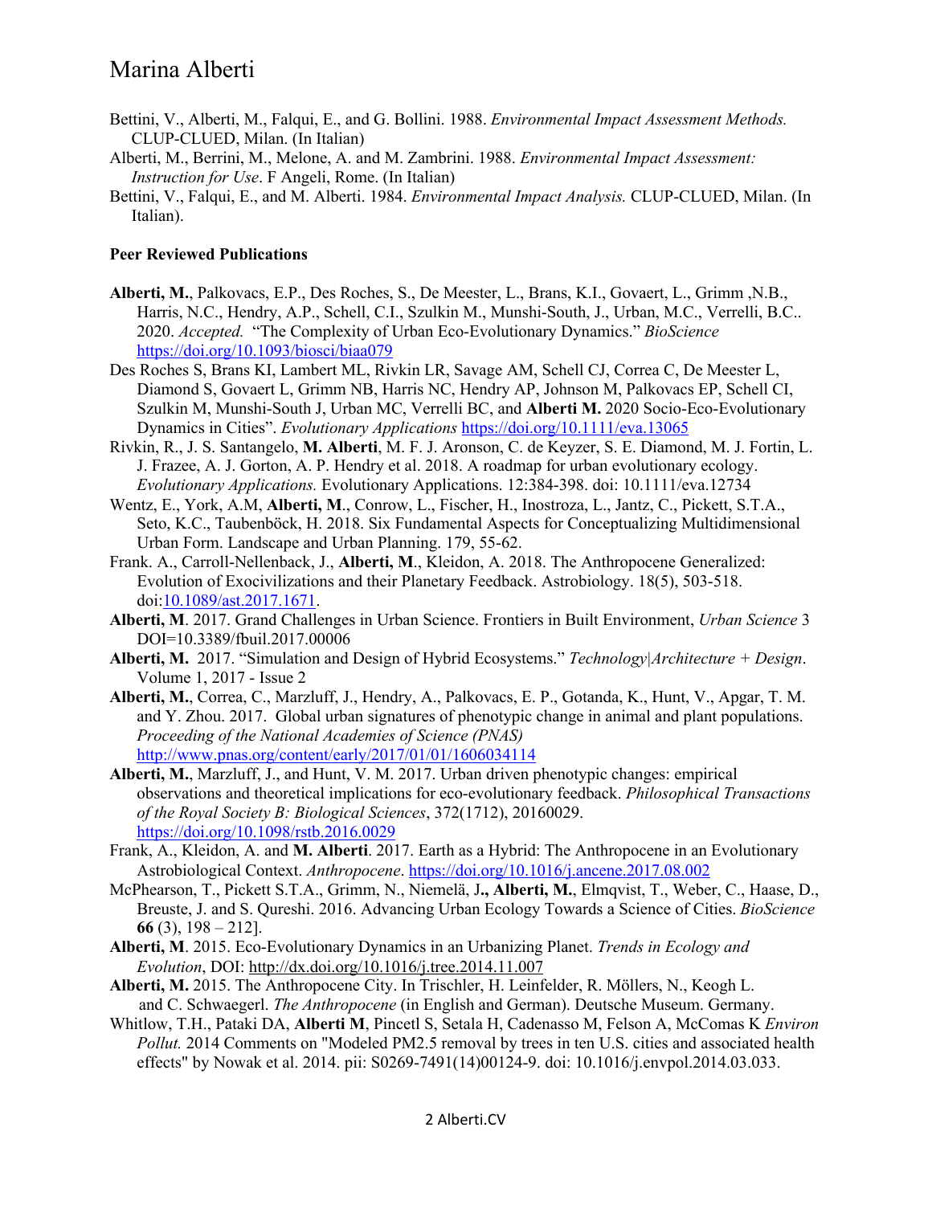Bettini, V., Alberti, M., Falqui, E., and G. Bollini. 1988. *Environmental Impact Assessment Methods.* CLUP-CLUED, Milan. (In Italian)

Alberti, M., Berrini, M., Melone, A. and M. Zambrini. 1988. *Environmental Impact Assessment: Instruction for Use*. F Angeli, Rome. (In Italian)

Bettini, V., Falqui, E., and M. Alberti. 1984. *Environmental Impact Analysis.* CLUP-CLUED, Milan. (In Italian).

**Peer Reviewed Publications**

**Alberti, M.**, Palkovacs, E.P., Des Roches, S., De Meester, L., Brans, K.I., Govaert, L., Grimm ,N.B., Harris, N.C., Hendry, A.P., Schell, C.I., Szulkin M., Munshi-South, J., Urban, M.C., Verrelli, B.C.. 2020. *Accepted.* "The Complexity of Urban Eco-Evolutionary Dynamics." *BioScience* https://doi.org/10.1093/biosci/biaa079

Des Roches S, Brans KI, Lambert ML, Rivkin LR, Savage AM, Schell CJ, Correa C, De Meester L, Diamond S, Govaert L, Grimm NB, Harris NC, Hendry AP, Johnson M, Palkovacs EP, Schell CI, Szulkin M, Munshi-South J, Urban MC, Verrelli BC, and **Alberti M.** 2020 Socio-Eco-Evolutionary Dynamics in Cities". *Evolutionary Applications* https://doi.org/10.1111/eva.13065

Rivkin, R., J. S. Santangelo, **M. Alberti**, M. F. J. Aronson, C. de Keyzer, S. E. Diamond, M. J. Fortin, L. J. Frazee, A. J. Gorton, A. P. Hendry et al. 2018. A roadmap for urban evolutionary ecology. *Evolutionary Applications.* Evolutionary Applications. 12:384-398. doi: 10.1111/eva.12734

Wentz, E., York, A.M, **Alberti, M**., Conrow, L., Fischer, H., Inostroza, L., Jantz, C., Pickett, S.T.A., Seto, K.C., Taubenböck, H. 2018. Six Fundamental Aspects for Conceptualizing Multidimensional Urban Form. Landscape and Urban Planning. 179, 55-62.

Frank. A., Carroll-Nellenback, J., **Alberti, M**., Kleidon, A. 2018. The Anthropocene Generalized: Evolution of Exocivilizations and their Planetary Feedback. Astrobiology. 18(5), 503-518. doi:10.1089/ast.2017.1671.

**Alberti, M**. 2017. Grand Challenges in Urban Science. Frontiers in Built Environment, *Urban Science* 3 DOI=10.3389/fbuil.2017.00006

**Alberti, M.** 2017. "Simulation and Design of Hybrid Ecosystems." *Technology|Architecture + Design*. Volume 1, 2017 - Issue 2

**Alberti, M.**, Correa, C., Marzluff, J., Hendry, A., Palkovacs, E. P., Gotanda, K., Hunt, V., Apgar, T. M. and Y. Zhou. 2017. Global urban signatures of phenotypic change in animal and plant populations. *Proceeding of the National Academies of Science (PNAS)* http://www.pnas.org/content/early/2017/01/01/1606034114

**Alberti, M.**, Marzluff, J., and Hunt, V. M. 2017. Urban driven phenotypic changes: empirical observations and theoretical implications for eco-evolutionary feedback. *Philosophical Transactions of the Royal Society B: Biological Sciences*, 372(1712), 20160029. https://doi.org/10.1098/rstb.2016.0029

Frank, A., Kleidon, A. and **M. Alberti**. 2017. Earth as a Hybrid: The Anthropocene in an Evolutionary Astrobiological Context. *Anthropocene*. https://doi.org/10.1016/j.ancene.2017.08.002

McPhearson, T., Pickett S.T.A., Grimm, N., Niemelä, J**., Alberti, M.**, Elmqvist, T., Weber, C., Haase, D., Breuste, J. and S. Qureshi. 2016. Advancing Urban Ecology Towards a Science of Cities. *BioScience* **66** (3), 198 – 212].

**Alberti, M**. 2015. Eco-Evolutionary Dynamics in an Urbanizing Planet. *Trends in Ecology and Evolution*, DOI: http://dx.doi.org/10.1016/j.tree.2014.11.007

**Alberti, M.** 2015. The Anthropocene City. In Trischler, H. Leinfelder, R. Möllers, N., Keogh L. and C. Schwaegerl. *The Anthropocene* (in English and German). Deutsche Museum. Germany.

Whitlow, T.H., Pataki DA, **Alberti M**, Pincetl S, Setala H, Cadenasso M, Felson A, McComas K *Environ Pollut.* 2014 Comments on "Modeled PM2.5 removal by trees in ten U.S. cities and associated health effects" by Nowak et al. 2014. pii: S0269-7491(14)00124-9. doi: 10.1016/j.envpol.2014.03.033.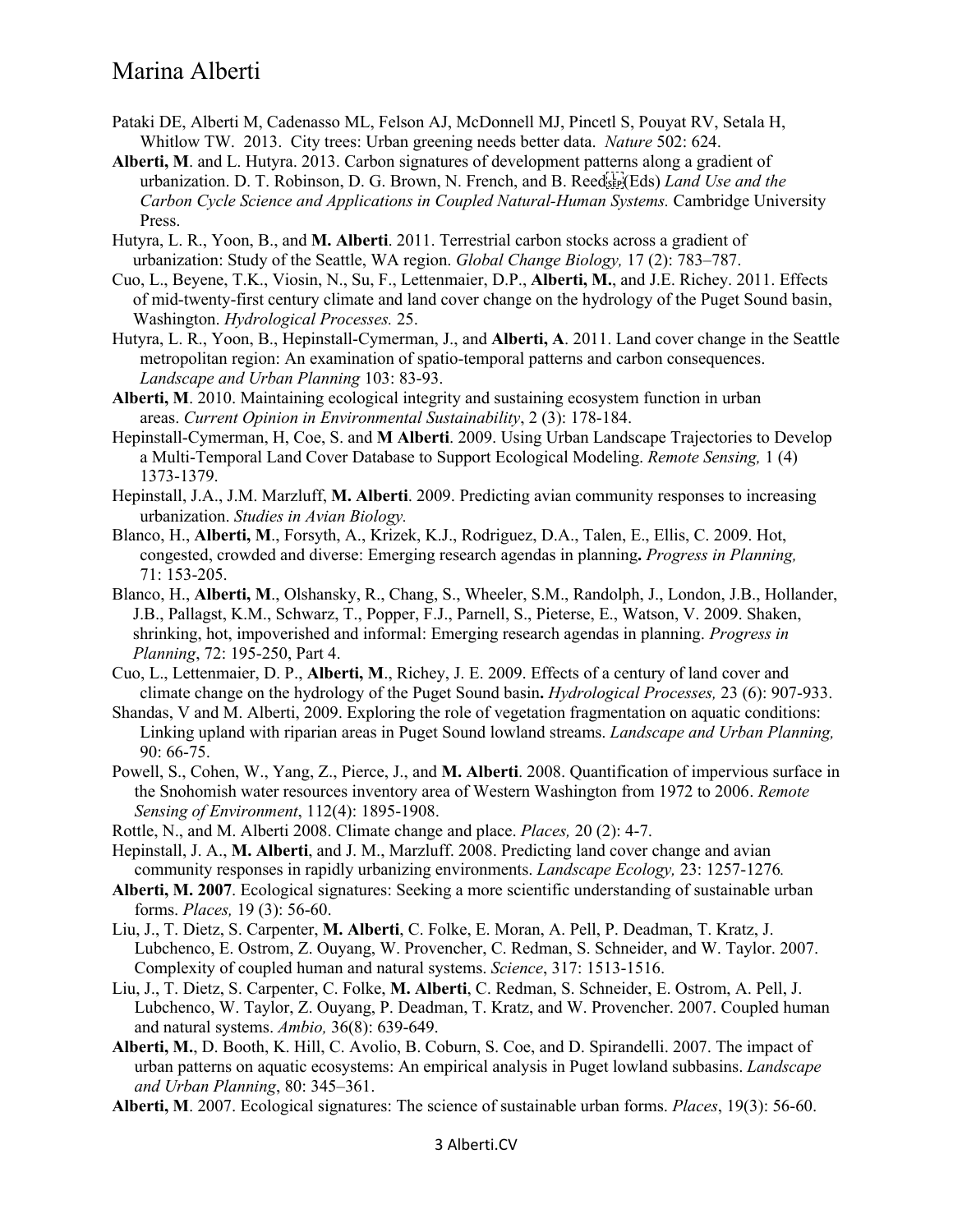Pataki DE, Alberti M, Cadenasso ML, Felson AJ, McDonnell MJ, Pincetl S, Pouyat RV, Setala H, Whitlow TW. 2013. City trees: Urban greening needs better data. *Nature* 502: 624.

**Alberti, M**. and L. Hutyra. 2013. Carbon signatures of development patterns along a gradient of urbanization. D. T. Robinson, D. G. Brown, N. French, and B. Reed (Eds) *Land Use and the Carbon Cycle Science and Applications in Coupled Natural-Human Systems.* Cambridge University Press.

Hutyra, L. R., Yoon, B., and **M. Alberti**. 2011. Terrestrial carbon stocks across a gradient of urbanization: Study of the Seattle, WA region. *Global Change Biology,* 17 (2): 783–787.

Cuo, L., Beyene, T.K., Viosin, N., Su, F., Lettenmaier, D.P., **Alberti, M.**, and J.E. Richey. 2011. Effects of mid-twenty-first century climate and land cover change on the hydrology of the Puget Sound basin, Washington. *Hydrological Processes.* 25.

Hutyra, L. R., Yoon, B., Hepinstall-Cymerman, J., and **Alberti, A**. 2011. Land cover change in the Seattle metropolitan region: An examination of spatio-temporal patterns and carbon consequences. *Landscape and Urban Planning* 103: 83-93.

**Alberti, M**. 2010. Maintaining ecological integrity and sustaining ecosystem function in urban areas. *Current Opinion in Environmental Sustainability*, 2 (3): 178-184.

Hepinstall-Cymerman, H, Coe, S. and **M Alberti**. 2009. Using Urban Landscape Trajectories to Develop a Multi-Temporal Land Cover Database to Support Ecological Modeling. *Remote Sensing,* 1 (4) 1373-1379.

Hepinstall, J.A., J.M. Marzluff, **M. Alberti**. 2009. Predicting avian community responses to increasing urbanization. *Studies in Avian Biology.*

Blanco, H., **Alberti, M**., Forsyth, A., Krizek, K.J., Rodriguez, D.A., Talen, E., Ellis, C. 2009. Hot, congested, crowded and diverse: Emerging research agendas in planning**.** *Progress in Planning,* 71: 153-205.

Blanco, H., **Alberti, M**., Olshansky, R., Chang, S., Wheeler, S.M., Randolph, J., London, J.B., Hollander, J.B., Pallagst, K.M., Schwarz, T., Popper, F.J., Parnell, S., Pieterse, E., Watson, V. 2009. Shaken, shrinking, hot, impoverished and informal: Emerging research agendas in planning. *Progress in Planning*, 72: 195-250, Part 4.

Cuo, L., Lettenmaier, D. P., **Alberti, M**., Richey, J. E. 2009. Effects of a century of land cover and climate change on the hydrology of the Puget Sound basin**.** *Hydrological Processes,* 23 (6): 907-933.

Shandas, V and M. Alberti, 2009. Exploring the role of vegetation fragmentation on aquatic conditions: Linking upland with riparian areas in Puget Sound lowland streams. *Landscape and Urban Planning,* 90: 66-75.

Powell, S., Cohen, W., Yang, Z., Pierce, J., and **M. Alberti**. 2008. Quantification of impervious surface in the Snohomish water resources inventory area of Western Washington from 1972 to 2006. *Remote Sensing of Environment*, 112(4): 1895-1908.

Rottle, N., and M. Alberti 2008. Climate change and place. *Places,* 20 (2): 4-7.

Hepinstall, J. A., **M. Alberti**, and J. M., Marzluff. 2008. Predicting land cover change and avian community responses in rapidly urbanizing environments. *Landscape Ecology,* 23: 1257-1276*.*

**Alberti, M. 2007**. Ecological signatures: Seeking a more scientific understanding of sustainable urban forms. *Places,* 19 (3): 56-60.

Liu, J., T. Dietz, S. Carpenter, **M. Alberti**, C. Folke, E. Moran, A. Pell, P. Deadman, T. Kratz, J. Lubchenco, E. Ostrom, Z. Ouyang, W. Provencher, C. Redman, S. Schneider, and W. Taylor. 2007. Complexity of coupled human and natural systems. *Science*, 317: 1513-1516.

Liu, J., T. Dietz, S. Carpenter, C. Folke, **M. Alberti**, C. Redman, S. Schneider, E. Ostrom, A. Pell, J. Lubchenco, W. Taylor, Z. Ouyang, P. Deadman, T. Kratz, and W. Provencher. 2007. Coupled human and natural systems. *Ambio,* 36(8): 639-649.

**Alberti, M.**, D. Booth, K. Hill, C. Avolio, B. Coburn, S. Coe, and D. Spirandelli. 2007. The impact of urban patterns on aquatic ecosystems: An empirical analysis in Puget lowland subbasins. *Landscape and Urban Planning*, 80: 345–361.

**Alberti, M**. 2007. Ecological signatures: The science of sustainable urban forms. *Places*, 19(3): 56-60.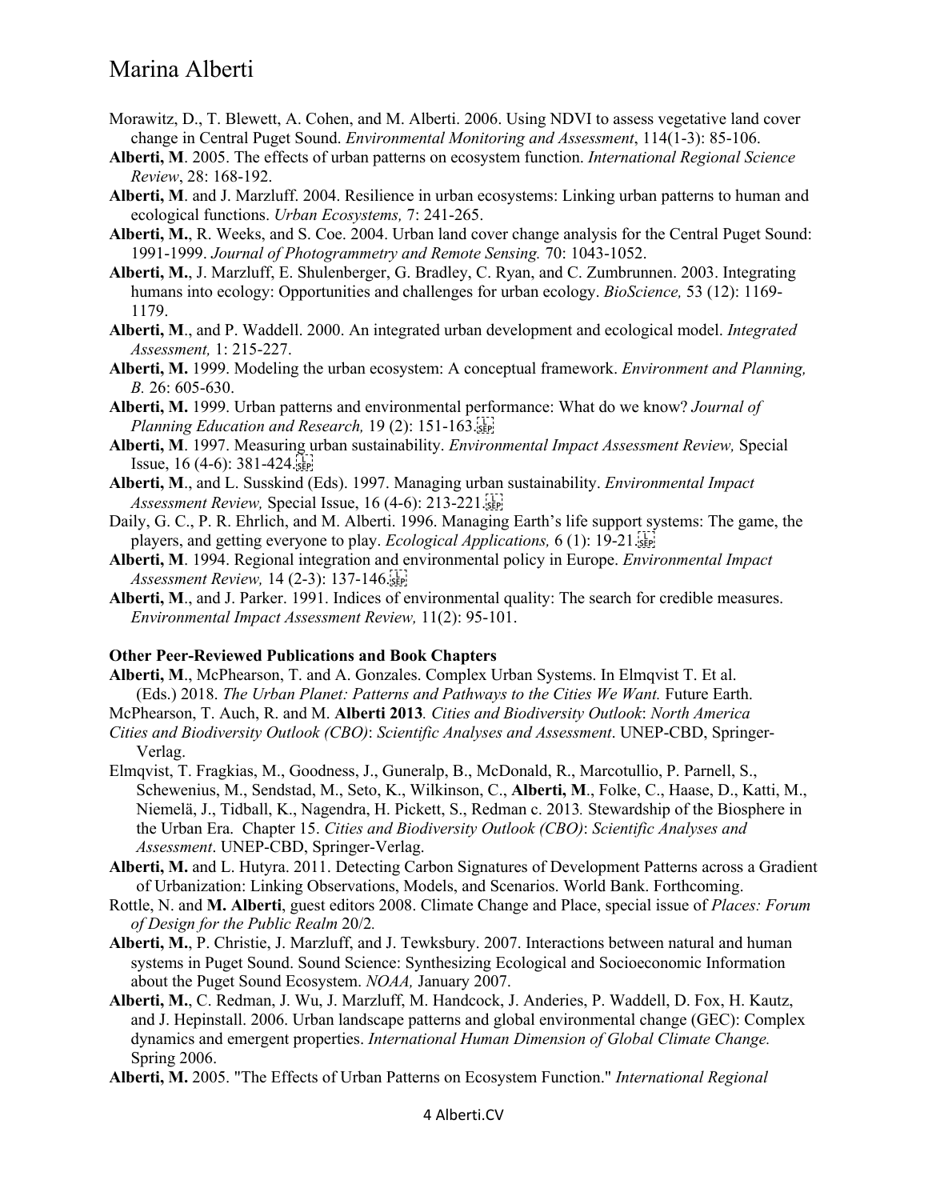Morawitz, D., T. Blewett, A. Cohen, and M. Alberti. 2006. Using NDVI to assess vegetative land cover change in Central Puget Sound. *Environmental Monitoring and Assessment*, 114(1-3): 85-106.

**Alberti, M**. 2005. The effects of urban patterns on ecosystem function. *International Regional Science Review*, 28: 168-192.

**Alberti, M**. and J. Marzluff. 2004. Resilience in urban ecosystems: Linking urban patterns to human and ecological functions. *Urban Ecosystems,* 7: 241-265.

**Alberti, M.**, R. Weeks, and S. Coe. 2004. Urban land cover change analysis for the Central Puget Sound: 1991-1999. *Journal of Photogrammetry and Remote Sensing.* 70: 1043-1052.

**Alberti, M.**, J. Marzluff, E. Shulenberger, G. Bradley, C. Ryan, and C. Zumbrunnen. 2003. Integrating humans into ecology: Opportunities and challenges for urban ecology. *BioScience,* 53 (12): 1169-1179.

**Alberti, M**., and P. Waddell. 2000. An integrated urban development and ecological model. *Integrated Assessment,* 1: 215-227.

**Alberti, M.** 1999. Modeling the urban ecosystem: A conceptual framework. *Environment and Planning, B.* 26: 605-630.

**Alberti, M.** 1999. Urban patterns and environmental performance: What do we know? *Journal of Planning Education and Research,* 19 (2): 151-163.

**Alberti, M**. 1997. Measuring urban sustainability. *Environmental Impact Assessment Review,* Special Issue, 16 (4-6): 381-424.

**Alberti, M**., and L. Susskind (Eds). 1997. Managing urban sustainability. *Environmental Impact Assessment Review,* Special Issue, 16 (4-6): 213-221.

Daily, G. C., P. R. Ehrlich, and M. Alberti. 1996. Managing Earth's life support systems: The game, the players, and getting everyone to play. *Ecological Applications,* 6 (1): 19-21.

**Alberti, M**. 1994. Regional integration and environmental policy in Europe. *Environmental Impact Assessment Review,* 14 (2-3): 137-146.

**Alberti, M**., and J. Parker. 1991. Indices of environmental quality: The search for credible measures. *Environmental Impact Assessment Review,* 11(2): 95-101.

**Other Peer-Reviewed Publications and Book Chapters**

**Alberti, M**., McPhearson, T. and A. Gonzales. Complex Urban Systems. In Elmqvist T. Et al. (Eds.) 2018. *The Urban Planet: Patterns and Pathways to the Cities We Want.* Future Earth.

McPhearson, T. Auch, R. and M. **Alberti 2013***. Cities and Biodiversity Outlook*: *North America Cities and Biodiversity Outlook (CBO)*: *Scientific Analyses and Assessment*. UNEP-CBD, Springer-Verlag.

Elmqvist, T. Fragkias, M., Goodness, J., Guneralp, B., McDonald, R., Marcotullio, P. Parnell, S., Schewenius, M., Sendstad, M., Seto, K., Wilkinson, C., **Alberti, M**., Folke, C., Haase, D., Katti, M., Niemelä, J., Tidball, K., Nagendra, H. Pickett, S., Redman c. 2013*.* Stewardship of the Biosphere in the Urban Era. Chapter 15. *Cities and Biodiversity Outlook (CBO)*: *Scientific Analyses and Assessment*. UNEP-CBD, Springer-Verlag.

**Alberti, M.** and L. Hutyra. 2011. Detecting Carbon Signatures of Development Patterns across a Gradient of Urbanization: Linking Observations, Models, and Scenarios. World Bank. Forthcoming.

Rottle, N. and **M. Alberti**, guest editors 2008. Climate Change and Place, special issue of *Places: Forum of Design for the Public Realm* 20/2*.*

**Alberti, M.**, P. Christie, J. Marzluff, and J. Tewksbury. 2007. Interactions between natural and human systems in Puget Sound. Sound Science: Synthesizing Ecological and Socioeconomic Information about the Puget Sound Ecosystem. *NOAA,* January 2007.

**Alberti, M.**, C. Redman, J. Wu, J. Marzluff, M. Handcock, J. Anderies, P. Waddell, D. Fox, H. Kautz, and J. Hepinstall. 2006. Urban landscape patterns and global environmental change (GEC): Complex dynamics and emergent properties. *International Human Dimension of Global Climate Change.* Spring 2006.

**Alberti, M.** 2005. "The Effects of Urban Patterns on Ecosystem Function." *International Regional*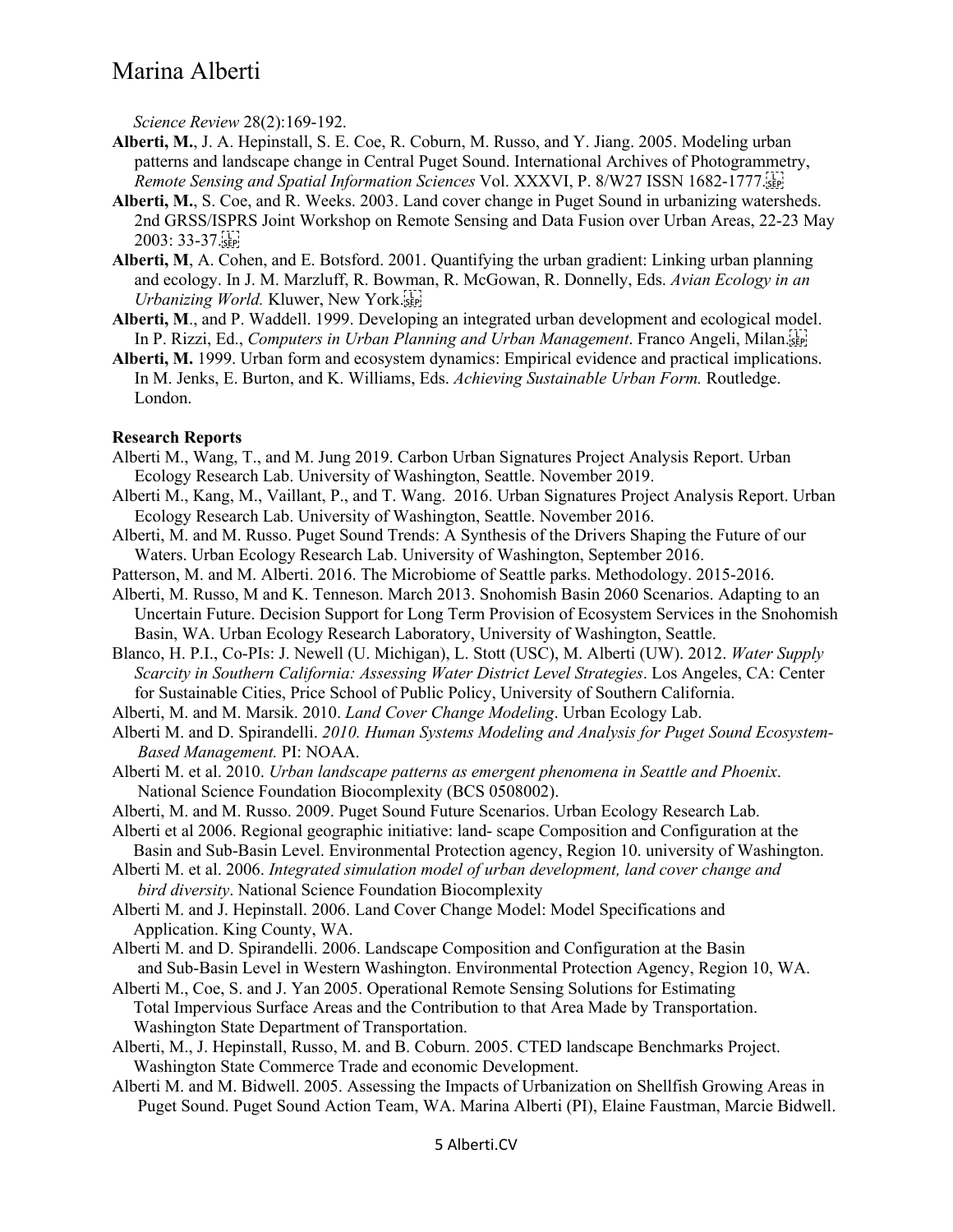*Science Review* 28(2):169-192.

**Alberti, M.**, J. A. Hepinstall, S. E. Coe, R. Coburn, M. Russo, and Y. Jiang. 2005. Modeling urban patterns and landscape change in Central Puget Sound. International Archives of Photogrammetry, *Remote Sensing and Spatial Information Sciences* Vol. XXXVI, P. 8/W27 ISSN 1682-1777.

**Alberti, M.**, S. Coe, and R. Weeks. 2003. Land cover change in Puget Sound in urbanizing watersheds. 2nd GRSS/ISPRS Joint Workshop on Remote Sensing and Data Fusion over Urban Areas, 22-23 May 2003: 33-37.

**Alberti, M**, A. Cohen, and E. Botsford. 2001. Quantifying the urban gradient: Linking urban planning and ecology. In J. M. Marzluff, R. Bowman, R. McGowan, R. Donnelly, Eds. *Avian Ecology in an Urbanizing World.* Kluwer, New York.

**Alberti, M**., and P. Waddell. 1999. Developing an integrated urban development and ecological model. In P. Rizzi, Ed., *Computers in Urban Planning and Urban Management*. Franco Angeli, Milan.

**Alberti, M.** 1999. Urban form and ecosystem dynamics: Empirical evidence and practical implications. In M. Jenks, E. Burton, and K. Williams, Eds. *Achieving Sustainable Urban Form.* Routledge. London.

**Research Reports**

Alberti M., Wang, T., and M. Jung 2019. Carbon Urban Signatures Project Analysis Report. Urban Ecology Research Lab. University of Washington, Seattle. November 2019.

Alberti M., Kang, M., Vaillant, P., and T. Wang. 2016. Urban Signatures Project Analysis Report. Urban Ecology Research Lab. University of Washington, Seattle. November 2016.

Alberti, M. and M. Russo. Puget Sound Trends: A Synthesis of the Drivers Shaping the Future of our Waters. Urban Ecology Research Lab. University of Washington, September 2016.

Patterson, M. and M. Alberti. 2016. The Microbiome of Seattle parks. Methodology. 2015-2016.

Alberti, M. Russo, M and K. Tenneson. March 2013. Snohomish Basin 2060 Scenarios. Adapting to an Uncertain Future. Decision Support for Long Term Provision of Ecosystem Services in the Snohomish Basin, WA. Urban Ecology Research Laboratory, University of Washington, Seattle.

Blanco, H. P.I., Co-PIs: J. Newell (U. Michigan), L. Stott (USC), M. Alberti (UW). 2012. *Water Supply Scarcity in Southern California: Assessing Water District Level Strategies*. Los Angeles, CA: Center for Sustainable Cities, Price School of Public Policy, University of Southern California.

Alberti, M. and M. Marsik. 2010. *Land Cover Change Modeling*. Urban Ecology Lab.

Alberti M. and D. Spirandelli. *2010. Human Systems Modeling and Analysis for Puget Sound Ecosystem-Based Management.* PI: NOAA.

Alberti M. et al. 2010. *Urban landscape patterns as emergent phenomena in Seattle and Phoenix*. National Science Foundation Biocomplexity (BCS 0508002).

Alberti, M. and M. Russo. 2009. Puget Sound Future Scenarios. Urban Ecology Research Lab.

Alberti et al 2006. Regional geographic initiative: land- scape Composition and Configuration at the Basin and Sub-Basin Level. Environmental Protection agency, Region 10. university of Washington.

Alberti M. et al. 2006. *Integrated simulation model of urban development, land cover change and bird diversity*. National Science Foundation Biocomplexity

Alberti M. and J. Hepinstall. 2006. Land Cover Change Model: Model Specifications and Application. King County, WA.

Alberti M. and D. Spirandelli. 2006. Landscape Composition and Configuration at the Basin and Sub-Basin Level in Western Washington. Environmental Protection Agency, Region 10, WA.

Alberti M., Coe, S. and J. Yan 2005. Operational Remote Sensing Solutions for Estimating Total Impervious Surface Areas and the Contribution to that Area Made by Transportation. Washington State Department of Transportation.

Alberti, M., J. Hepinstall, Russo, M. and B. Coburn. 2005. CTED landscape Benchmarks Project. Washington State Commerce Trade and economic Development.

Alberti M. and M. Bidwell. 2005. Assessing the Impacts of Urbanization on Shellfish Growing Areas in Puget Sound. Puget Sound Action Team, WA. Marina Alberti (PI), Elaine Faustman, Marcie Bidwell.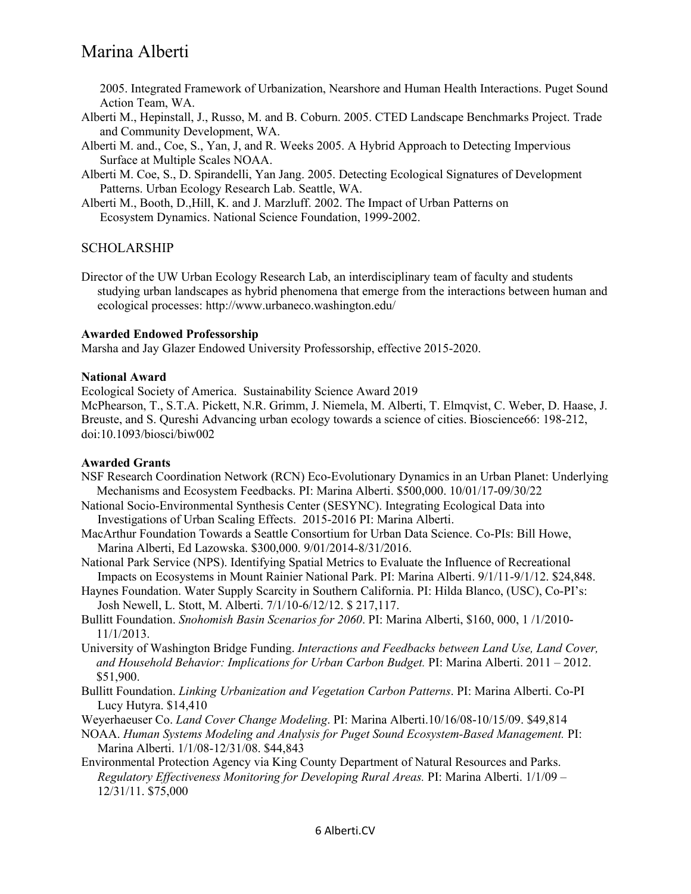2005. Integrated Framework of Urbanization, Nearshore and Human Health Interactions. Puget Sound Action Team, WA.

Alberti M., Hepinstall, J., Russo, M. and B. Coburn. 2005. CTED Landscape Benchmarks Project. Trade and Community Development, WA.

Alberti M. and., Coe, S., Yan, J, and R. Weeks 2005. A Hybrid Approach to Detecting Impervious Surface at Multiple Scales NOAA.

Alberti M. Coe, S., D. Spirandelli, Yan Jang. 2005. Detecting Ecological Signatures of Development Patterns. Urban Ecology Research Lab. Seattle, WA.

Alberti M., Booth, D.,Hill, K. and J. Marzluff. 2002. The Impact of Urban Patterns on Ecosystem Dynamics. National Science Foundation, 1999-2002.

## SCHOLARSHIP

Director of the UW Urban Ecology Research Lab, an interdisciplinary team of faculty and students studying urban landscapes as hybrid phenomena that emerge from the interactions between human and ecological processes: http://www.urbaneco.washington.edu/

**Awarded Endowed Professorship**

Marsha and Jay Glazer Endowed University Professorship, effective 2015-2020.

**National Award**

Ecological Society of America. Sustainability Science Award 2019
McPhearson, T., S.T.A. Pickett, N.R. Grimm, J. Niemela, M. Alberti, T. Elmqvist, C. Weber, D. Haase, J. Breuste, and S. Qureshi Advancing urban ecology towards a science of cities. Bioscience66: 198-212, doi:10.1093/biosci/biw002

**Awarded Grants**

NSF Research Coordination Network (RCN) Eco-Evolutionary Dynamics in an Urban Planet: Underlying Mechanisms and Ecosystem Feedbacks. PI: Marina Alberti. $500,000. 10/01/17-09/30/22

National Socio-Environmental Synthesis Center (SESYNC). Integrating Ecological Data into Investigations of Urban Scaling Effects. 2015-2016 PI: Marina Alberti.

MacArthur Foundation Towards a Seattle Consortium for Urban Data Science. Co-PIs: Bill Howe, Marina Alberti, Ed Lazowska. $300,000. 9/01/2014-8/31/2016.

National Park Service (NPS). Identifying Spatial Metrics to Evaluate the Influence of Recreational Impacts on Ecosystems in Mount Rainier National Park. PI: Marina Alberti. 9/1/11-9/1/12. $24,848.

Haynes Foundation. Water Supply Scarcity in Southern California. PI: Hilda Blanco, (USC), Co-PI's: Josh Newell, L. Stott, M. Alberti. 7/1/10-6/12/12. $ 217,117.

Bullitt Foundation. *Snohomish Basin Scenarios for 2060*. PI: Marina Alberti, $160, 000, 1 /1/2010-11/1/2013.

University of Washington Bridge Funding. *Interactions and Feedbacks between Land Use, Land Cover, and Household Behavior: Implications for Urban Carbon Budget.* PI: Marina Alberti. 2011 – 2012. $51,900.

Bullitt Foundation. *Linking Urbanization and Vegetation Carbon Patterns*. PI: Marina Alberti. Co-PI Lucy Hutyra. $14,410

Weyerhaeuser Co. *Land Cover Change Modeling*. PI: Marina Alberti.10/16/08-10/15/09. $49,814

NOAA. *Human Systems Modeling and Analysis for Puget Sound Ecosystem-Based Management.* PI: Marina Alberti. 1/1/08-12/31/08. $44,843

Environmental Protection Agency via King County Department of Natural Resources and Parks. *Regulatory Effectiveness Monitoring for Developing Rural Areas.* PI: Marina Alberti. 1/1/09 – 12/31/11. $75,000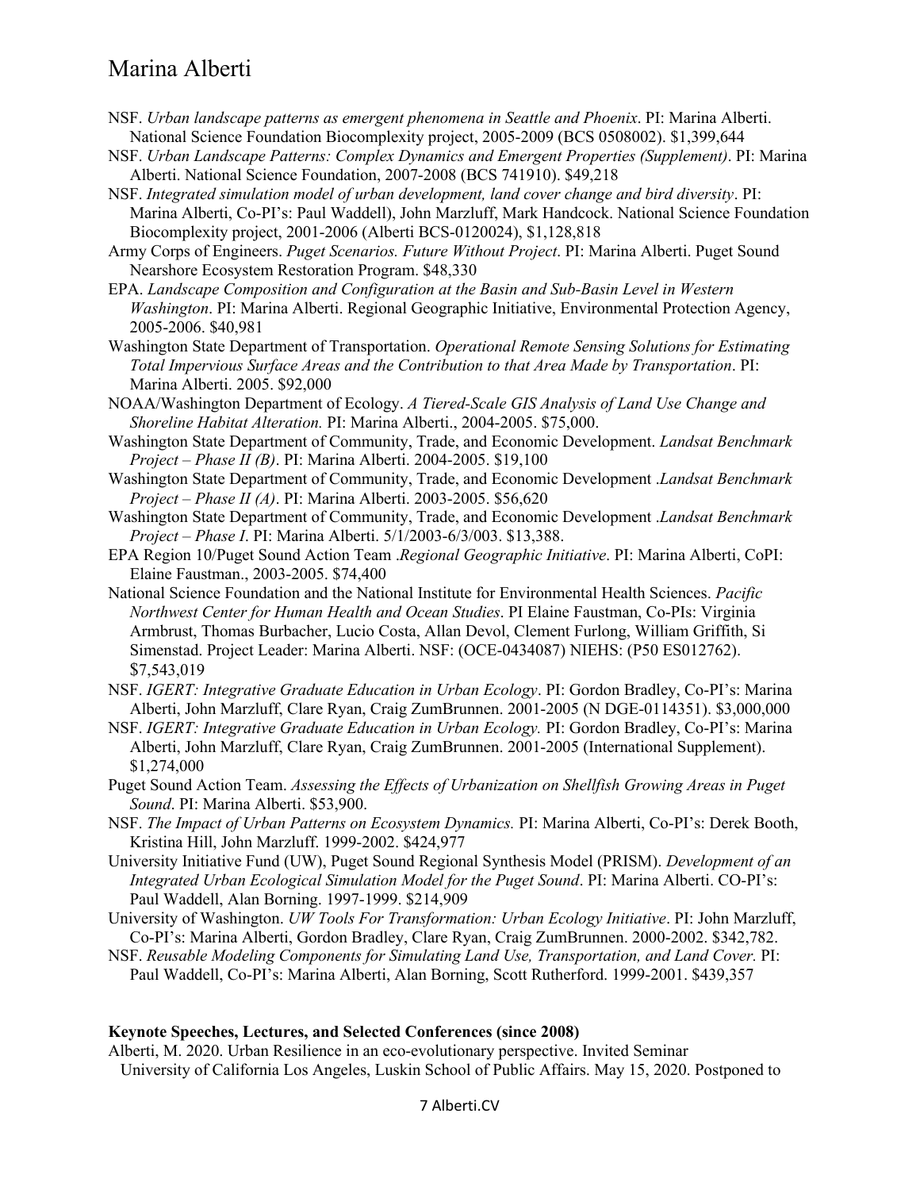NSF. *Urban landscape patterns as emergent phenomena in Seattle and Phoenix*. PI: Marina Alberti. National Science Foundation Biocomplexity project, 2005-2009 (BCS 0508002). $1,399,644

NSF. *Urban Landscape Patterns: Complex Dynamics and Emergent Properties (Supplement)*. PI: Marina Alberti. National Science Foundation, 2007-2008 (BCS 741910). $49,218

NSF. *Integrated simulation model of urban development, land cover change and bird diversity*. PI: Marina Alberti, Co-PI's: Paul Waddell), John Marzluff, Mark Handcock. National Science Foundation Biocomplexity project, 2001-2006 (Alberti BCS-0120024), $1,128,818

Army Corps of Engineers. *Puget Scenarios. Future Without Project*. PI: Marina Alberti. Puget Sound Nearshore Ecosystem Restoration Program. $48,330

EPA. *Landscape Composition and Configuration at the Basin and Sub-Basin Level in Western Washington*. PI: Marina Alberti. Regional Geographic Initiative, Environmental Protection Agency, 2005-2006. $40,981

Washington State Department of Transportation. *Operational Remote Sensing Solutions for Estimating Total Impervious Surface Areas and the Contribution to that Area Made by Transportation*. PI: Marina Alberti. 2005. $92,000

NOAA/Washington Department of Ecology. *A Tiered-Scale GIS Analysis of Land Use Change and Shoreline Habitat Alteration.* PI: Marina Alberti., 2004-2005. $75,000.

Washington State Department of Community, Trade, and Economic Development. *Landsat Benchmark Project – Phase II (B)*. PI: Marina Alberti. 2004-2005. $19,100

Washington State Department of Community, Trade, and Economic Development .*Landsat Benchmark Project – Phase II (A)*. PI: Marina Alberti. 2003-2005. $56,620

Washington State Department of Community, Trade, and Economic Development .*Landsat Benchmark Project – Phase I*. PI: Marina Alberti. 5/1/2003-6/3/003. $13,388.

EPA Region 10/Puget Sound Action Team .*Regional Geographic Initiative*. PI: Marina Alberti, CoPI: Elaine Faustman., 2003-2005. $74,400

National Science Foundation and the National Institute for Environmental Health Sciences. *Pacific Northwest Center for Human Health and Ocean Studies*. PI Elaine Faustman, Co-PIs: Virginia Armbrust, Thomas Burbacher, Lucio Costa, Allan Devol, Clement Furlong, William Griffith, Si Simenstad. Project Leader: Marina Alberti. NSF: (OCE-0434087) NIEHS: (P50 ES012762). $7,543,019

NSF. *IGERT: Integrative Graduate Education in Urban Ecology*. PI: Gordon Bradley, Co-PI's: Marina Alberti, John Marzluff, Clare Ryan, Craig ZumBrunnen. 2001-2005 (N DGE-0114351). $3,000,000

NSF. *IGERT: Integrative Graduate Education in Urban Ecology.* PI: Gordon Bradley, Co-PI's: Marina Alberti, John Marzluff, Clare Ryan, Craig ZumBrunnen. 2001-2005 (International Supplement). $1,274,000

Puget Sound Action Team. *Assessing the Effects of Urbanization on Shellfish Growing Areas in Puget Sound*. PI: Marina Alberti. $53,900.

NSF. *The Impact of Urban Patterns on Ecosystem Dynamics.* PI: Marina Alberti, Co-PI's: Derek Booth, Kristina Hill, John Marzluff. 1999-2002. $424,977

University Initiative Fund (UW), Puget Sound Regional Synthesis Model (PRISM). *Development of an Integrated Urban Ecological Simulation Model for the Puget Sound*. PI: Marina Alberti. CO-PI's: Paul Waddell, Alan Borning. 1997-1999. $214,909

University of Washington. *UW Tools For Transformation: Urban Ecology Initiative*. PI: John Marzluff, Co-PI's: Marina Alberti, Gordon Bradley, Clare Ryan, Craig ZumBrunnen. 2000-2002. $342,782.

NSF. *Reusable Modeling Components for Simulating Land Use, Transportation, and Land Cover.* PI: Paul Waddell, Co-PI's: Marina Alberti, Alan Borning, Scott Rutherford. 1999-2001. $439,357

**Keynote Speeches, Lectures, and Selected Conferences (since 2008)**

Alberti, M. 2020. Urban Resilience in an eco-evolutionary perspective. Invited Seminar University of California Los Angeles, Luskin School of Public Affairs. May 15, 2020. Postponed to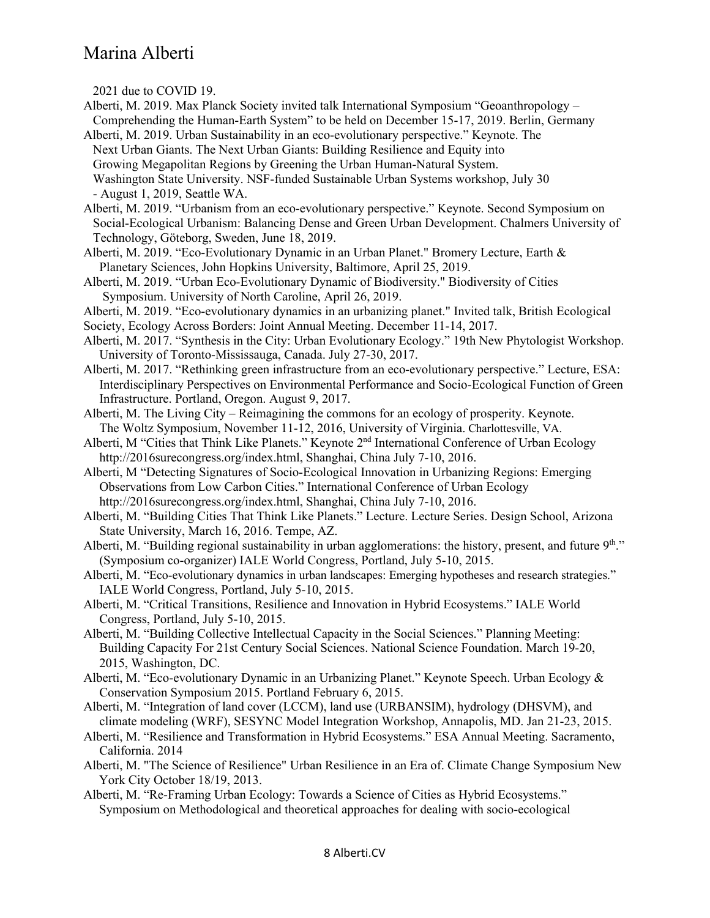2021 due to COVID 19.

Alberti, M. 2019. Max Planck Society invited talk International Symposium "Geoanthropology – Comprehending the Human-Earth System" to be held on December 15-17, 2019. Berlin, Germany

Alberti, M. 2019. Urban Sustainability in an eco-evolutionary perspective." Keynote. The Next Urban Giants. The Next Urban Giants: Building Resilience and Equity into Growing Megapolitan Regions by Greening the Urban Human-Natural System. Washington State University. NSF-funded Sustainable Urban Systems workshop, July 30 - August 1, 2019, Seattle WA.

Alberti, M. 2019. "Urbanism from an eco-evolutionary perspective." Keynote. Second Symposium on Social-Ecological Urbanism: Balancing Dense and Green Urban Development. Chalmers University of Technology, Göteborg, Sweden, June 18, 2019.

Alberti, M. 2019. "Eco-Evolutionary Dynamic in an Urban Planet." Bromery Lecture, Earth & Planetary Sciences, John Hopkins University, Baltimore, April 25, 2019.

Alberti, M. 2019. "Urban Eco-Evolutionary Dynamic of Biodiversity." Biodiversity of Cities Symposium. University of North Caroline, April 26, 2019.

Alberti, M. 2019. "Eco-evolutionary dynamics in an urbanizing planet." Invited talk, British Ecological Society, Ecology Across Borders: Joint Annual Meeting. December 11-14, 2017.

Alberti, M. 2017. "Synthesis in the City: Urban Evolutionary Ecology." 19th New Phytologist Workshop. University of Toronto-Mississauga, Canada. July 27-30, 2017.

Alberti, M. 2017. "Rethinking green infrastructure from an eco-evolutionary perspective." Lecture, ESA: Interdisciplinary Perspectives on Environmental Performance and Socio-Ecological Function of Green Infrastructure. Portland, Oregon. August 9, 2017.

Alberti, M. The Living City – Reimagining the commons for an ecology of prosperity. Keynote. The Woltz Symposium, November 11-12, 2016, University of Virginia. Charlottesville, VA.

Alberti, M "Cities that Think Like Planets." Keynote 2nd International Conference of Urban Ecology http://2016surecongress.org/index.html, Shanghai, China July 7-10, 2016.

Alberti, M "Detecting Signatures of Socio-Ecological Innovation in Urbanizing Regions: Emerging Observations from Low Carbon Cities." International Conference of Urban Ecology http://2016surecongress.org/index.html, Shanghai, China July 7-10, 2016.

Alberti, M. "Building Cities That Think Like Planets." Lecture. Lecture Series. Design School, Arizona State University, March 16, 2016. Tempe, AZ.

Alberti, M. "Building regional sustainability in urban agglomerations: the history, present, and future 9th." (Symposium co-organizer) IALE World Congress, Portland, July 5-10, 2015.

Alberti, M. "Eco-evolutionary dynamics in urban landscapes: Emerging hypotheses and research strategies." IALE World Congress, Portland, July 5-10, 2015.

Alberti, M. "Critical Transitions, Resilience and Innovation in Hybrid Ecosystems." IALE World Congress, Portland, July 5-10, 2015.

Alberti, M. "Building Collective Intellectual Capacity in the Social Sciences." Planning Meeting: Building Capacity For 21st Century Social Sciences. National Science Foundation. March 19-20, 2015, Washington, DC.

Alberti, M. "Eco-evolutionary Dynamic in an Urbanizing Planet." Keynote Speech. Urban Ecology & Conservation Symposium 2015. Portland February 6, 2015.

Alberti, M. "Integration of land cover (LCCM), land use (URBANSIM), hydrology (DHSVM), and climate modeling (WRF), SESYNC Model Integration Workshop, Annapolis, MD. Jan 21-23, 2015.

Alberti, M. "Resilience and Transformation in Hybrid Ecosystems." ESA Annual Meeting. Sacramento, California. 2014

Alberti, M. "The Science of Resilience" Urban Resilience in an Era of. Climate Change Symposium New York City October 18/19, 2013.

Alberti, M. "Re-Framing Urban Ecology: Towards a Science of Cities as Hybrid Ecosystems." Symposium on Methodological and theoretical approaches for dealing with socio-ecological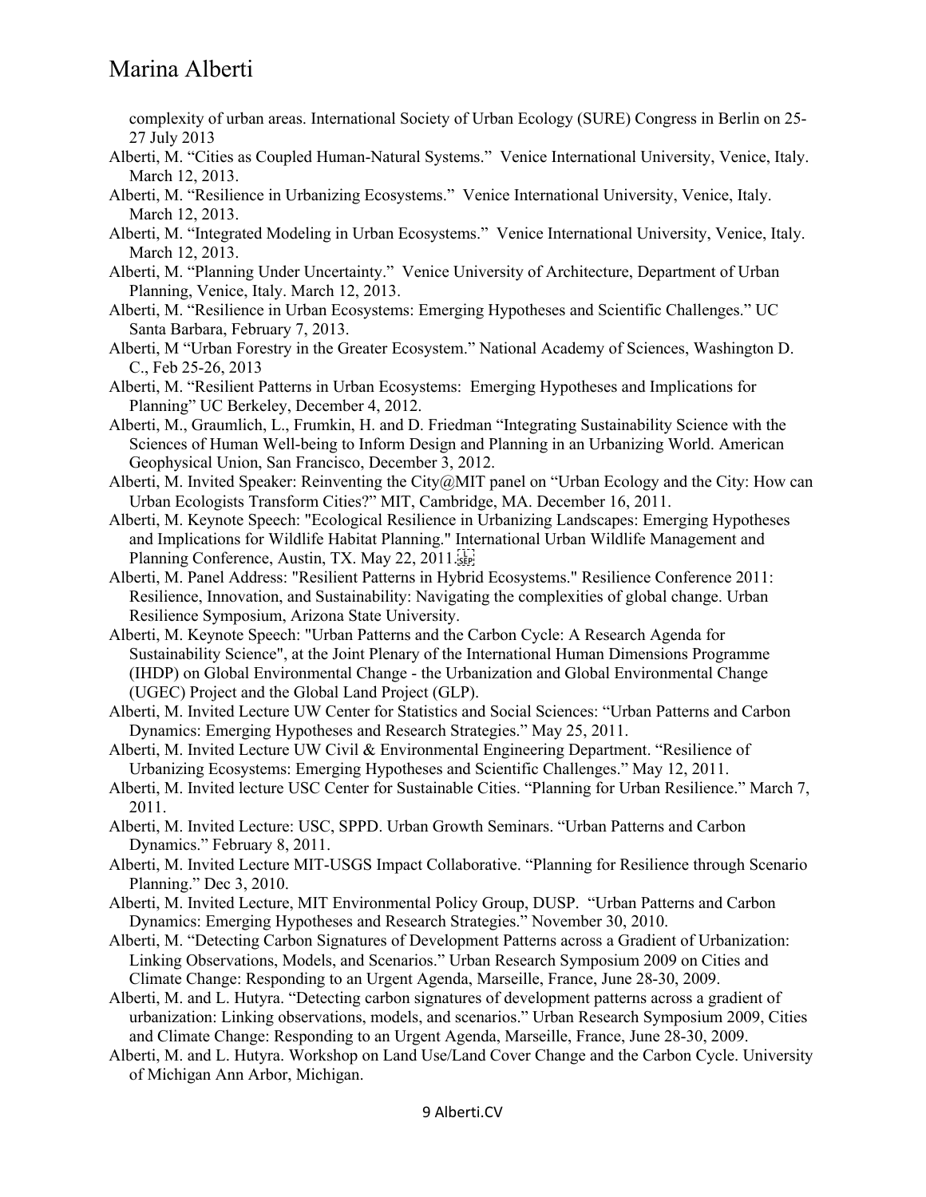complexity of urban areas. International Society of Urban Ecology (SURE) Congress in Berlin on 25-27 July 2013

Alberti, M. "Cities as Coupled Human-Natural Systems." Venice International University, Venice, Italy. March 12, 2013.

Alberti, M. "Resilience in Urbanizing Ecosystems." Venice International University, Venice, Italy. March 12, 2013.

Alberti, M. "Integrated Modeling in Urban Ecosystems." Venice International University, Venice, Italy. March 12, 2013.

Alberti, M. "Planning Under Uncertainty." Venice University of Architecture, Department of Urban Planning, Venice, Italy. March 12, 2013.

Alberti, M. "Resilience in Urban Ecosystems: Emerging Hypotheses and Scientific Challenges." UC Santa Barbara, February 7, 2013.

Alberti, M "Urban Forestry in the Greater Ecosystem." National Academy of Sciences, Washington D. C., Feb 25-26, 2013

Alberti, M. "Resilient Patterns in Urban Ecosystems: Emerging Hypotheses and Implications for Planning" UC Berkeley, December 4, 2012.

Alberti, M., Graumlich, L., Frumkin, H. and D. Friedman "Integrating Sustainability Science with the Sciences of Human Well-being to Inform Design and Planning in an Urbanizing World. American Geophysical Union, San Francisco, December 3, 2012.

Alberti, M. Invited Speaker: Reinventing the City@MIT panel on "Urban Ecology and the City: How can Urban Ecologists Transform Cities?" MIT, Cambridge, MA. December 16, 2011.

Alberti, M. Keynote Speech: "Ecological Resilience in Urbanizing Landscapes: Emerging Hypotheses and Implications for Wildlife Habitat Planning." International Urban Wildlife Management and Planning Conference, Austin, TX. May 22, 2011.

Alberti, M. Panel Address: "Resilient Patterns in Hybrid Ecosystems." Resilience Conference 2011: Resilience, Innovation, and Sustainability: Navigating the complexities of global change. Urban Resilience Symposium, Arizona State University.

Alberti, M. Keynote Speech: "Urban Patterns and the Carbon Cycle: A Research Agenda for Sustainability Science", at the Joint Plenary of the International Human Dimensions Programme (IHDP) on Global Environmental Change - the Urbanization and Global Environmental Change (UGEC) Project and the Global Land Project (GLP).

Alberti, M. Invited Lecture UW Center for Statistics and Social Sciences: "Urban Patterns and Carbon Dynamics: Emerging Hypotheses and Research Strategies." May 25, 2011.

Alberti, M. Invited Lecture UW Civil & Environmental Engineering Department. "Resilience of Urbanizing Ecosystems: Emerging Hypotheses and Scientific Challenges." May 12, 2011.

Alberti, M. Invited lecture USC Center for Sustainable Cities. "Planning for Urban Resilience." March 7, 2011.

Alberti, M. Invited Lecture: USC, SPPD. Urban Growth Seminars. "Urban Patterns and Carbon Dynamics." February 8, 2011.

Alberti, M. Invited Lecture MIT-USGS Impact Collaborative. "Planning for Resilience through Scenario Planning." Dec 3, 2010.

Alberti, M. Invited Lecture, MIT Environmental Policy Group, DUSP. "Urban Patterns and Carbon Dynamics: Emerging Hypotheses and Research Strategies." November 30, 2010.

Alberti, M. "Detecting Carbon Signatures of Development Patterns across a Gradient of Urbanization: Linking Observations, Models, and Scenarios." Urban Research Symposium 2009 on Cities and Climate Change: Responding to an Urgent Agenda, Marseille, France, June 28-30, 2009.

Alberti, M. and L. Hutyra. "Detecting carbon signatures of development patterns across a gradient of urbanization: Linking observations, models, and scenarios." Urban Research Symposium 2009, Cities and Climate Change: Responding to an Urgent Agenda, Marseille, France, June 28-30, 2009.

Alberti, M. and L. Hutyra. Workshop on Land Use/Land Cover Change and the Carbon Cycle. University of Michigan Ann Arbor, Michigan.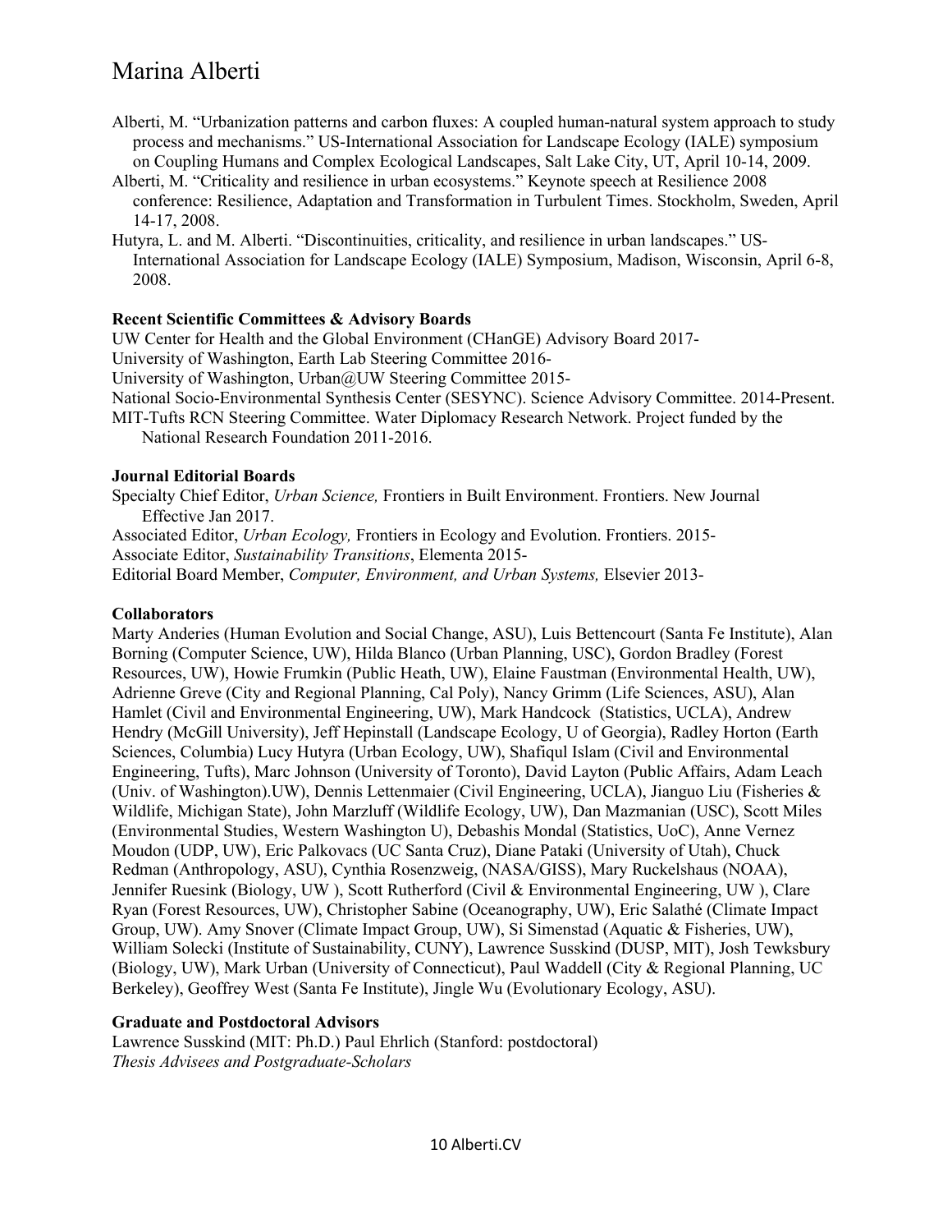Alberti, M. "Urbanization patterns and carbon fluxes: A coupled human-natural system approach to study process and mechanisms." US-International Association for Landscape Ecology (IALE) symposium on Coupling Humans and Complex Ecological Landscapes, Salt Lake City, UT, April 10-14, 2009.

Alberti, M. "Criticality and resilience in urban ecosystems." Keynote speech at Resilience 2008 conference: Resilience, Adaptation and Transformation in Turbulent Times. Stockholm, Sweden, April 14-17, 2008.

Hutyra, L. and M. Alberti. "Discontinuities, criticality, and resilience in urban landscapes." US-International Association for Landscape Ecology (IALE) Symposium, Madison, Wisconsin, April 6-8, 2008.

**Recent Scientific Committees & Advisory Boards**

UW Center for Health and the Global Environment (CHanGE) Advisory Board 2017-
University of Washington, Earth Lab Steering Committee 2016-
University of Washington, Urban@UW Steering Committee 2015-
National Socio-Environmental Synthesis Center (SESYNC). Science Advisory Committee. 2014-Present.
MIT-Tufts RCN Steering Committee. Water Diplomacy Research Network. Project funded by the National Research Foundation 2011-2016.

**Journal Editorial Boards**

Specialty Chief Editor, *Urban Science,* Frontiers in Built Environment. Frontiers. New Journal Effective Jan 2017.
Associated Editor, *Urban Ecology,* Frontiers in Ecology and Evolution. Frontiers. 2015-
Associate Editor, *Sustainability Transitions*, Elementa 2015-
Editorial Board Member, *Computer, Environment, and Urban Systems,* Elsevier 2013-

**Collaborators**

Marty Anderies (Human Evolution and Social Change, ASU), Luis Bettencourt (Santa Fe Institute), Alan Borning (Computer Science, UW), Hilda Blanco (Urban Planning, USC), Gordon Bradley (Forest Resources, UW), Howie Frumkin (Public Heath, UW), Elaine Faustman (Environmental Health, UW), Adrienne Greve (City and Regional Planning, Cal Poly), Nancy Grimm (Life Sciences, ASU), Alan Hamlet (Civil and Environmental Engineering, UW), Mark Handcock (Statistics, UCLA), Andrew Hendry (McGill University), Jeff Hepinstall (Landscape Ecology, U of Georgia), Radley Horton (Earth Sciences, Columbia) Lucy Hutyra (Urban Ecology, UW), Shafiqul Islam (Civil and Environmental Engineering, Tufts), Marc Johnson (University of Toronto), David Layton (Public Affairs, Adam Leach (Univ. of Washington).UW), Dennis Lettenmaier (Civil Engineering, UCLA), Jianguo Liu (Fisheries & Wildlife, Michigan State), John Marzluff (Wildlife Ecology, UW), Dan Mazmanian (USC), Scott Miles (Environmental Studies, Western Washington U), Debashis Mondal (Statistics, UoC), Anne Vernez Moudon (UDP, UW), Eric Palkovacs (UC Santa Cruz), Diane Pataki (University of Utah), Chuck Redman (Anthropology, ASU), Cynthia Rosenzweig, (NASA/GISS), Mary Ruckelshaus (NOAA), Jennifer Ruesink (Biology, UW ), Scott Rutherford (Civil & Environmental Engineering, UW ), Clare Ryan (Forest Resources, UW), Christopher Sabine (Oceanography, UW), Eric Salathé (Climate Impact Group, UW). Amy Snover (Climate Impact Group, UW), Si Simenstad (Aquatic & Fisheries, UW), William Solecki (Institute of Sustainability, CUNY), Lawrence Susskind (DUSP, MIT), Josh Tewksbury (Biology, UW), Mark Urban (University of Connecticut), Paul Waddell (City & Regional Planning, UC Berkeley), Geoffrey West (Santa Fe Institute), Jingle Wu (Evolutionary Ecology, ASU).

**Graduate and Postdoctoral Advisors**

Lawrence Susskind (MIT: Ph.D.) Paul Ehrlich (Stanford: postdoctoral)
*Thesis Advisees and Postgraduate-Scholars*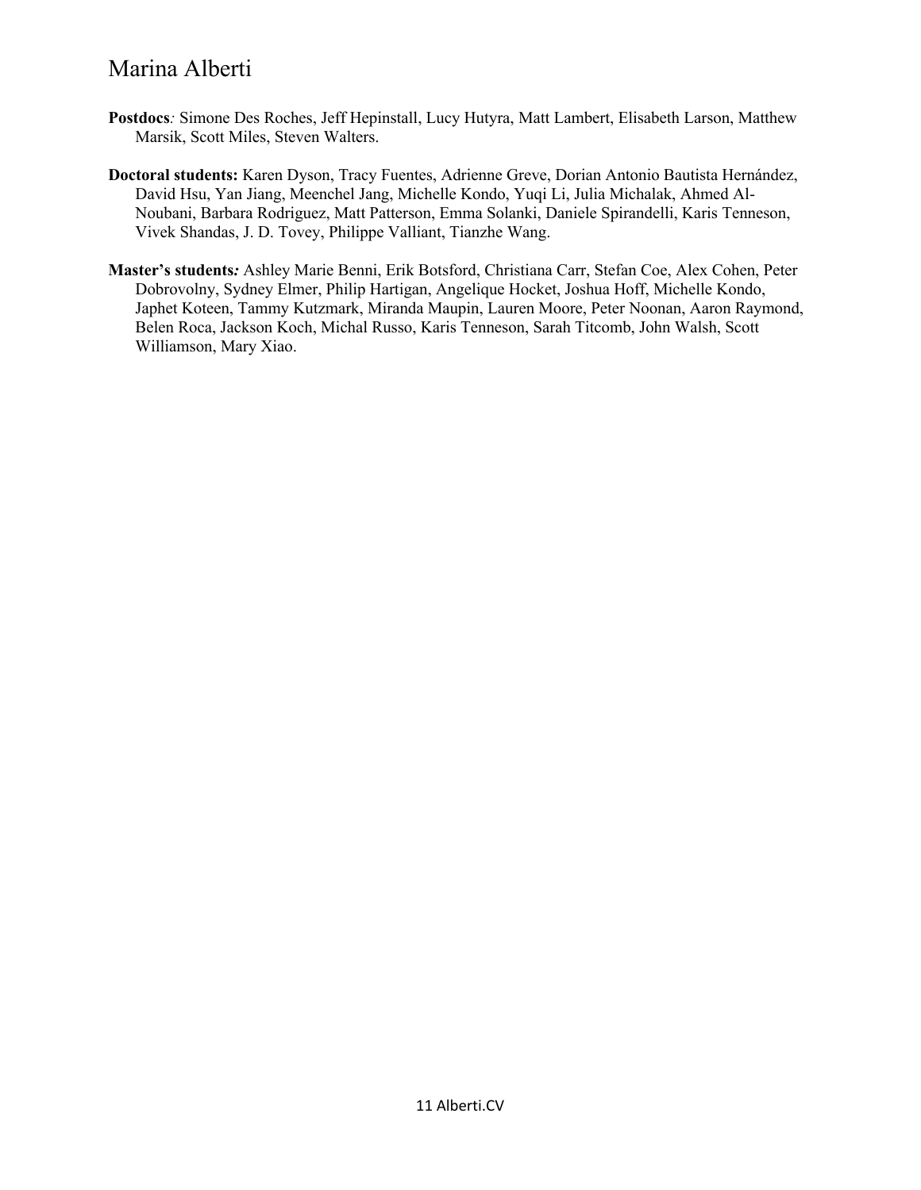**Postdocs***:* Simone Des Roches, Jeff Hepinstall, Lucy Hutyra, Matt Lambert, Elisabeth Larson, Matthew Marsik, Scott Miles, Steven Walters.

**Doctoral students:** Karen Dyson, Tracy Fuentes, Adrienne Greve, Dorian Antonio Bautista Hernández, David Hsu, Yan Jiang, Meenchel Jang, Michelle Kondo, Yuqi Li, Julia Michalak, Ahmed Al-Noubani, Barbara Rodriguez, Matt Patterson, Emma Solanki, Daniele Spirandelli, Karis Tenneson, Vivek Shandas, J. D. Tovey, Philippe Valliant, Tianzhe Wang.

**Master's students***:* Ashley Marie Benni, Erik Botsford, Christiana Carr, Stefan Coe, Alex Cohen, Peter Dobrovolny, Sydney Elmer, Philip Hartigan, Angelique Hocket, Joshua Hoff, Michelle Kondo, Japhet Koteen, Tammy Kutzmark, Miranda Maupin, Lauren Moore, Peter Noonan, Aaron Raymond, Belen Roca, Jackson Koch, Michal Russo, Karis Tenneson, Sarah Titcomb, John Walsh, Scott Williamson, Mary Xiao.